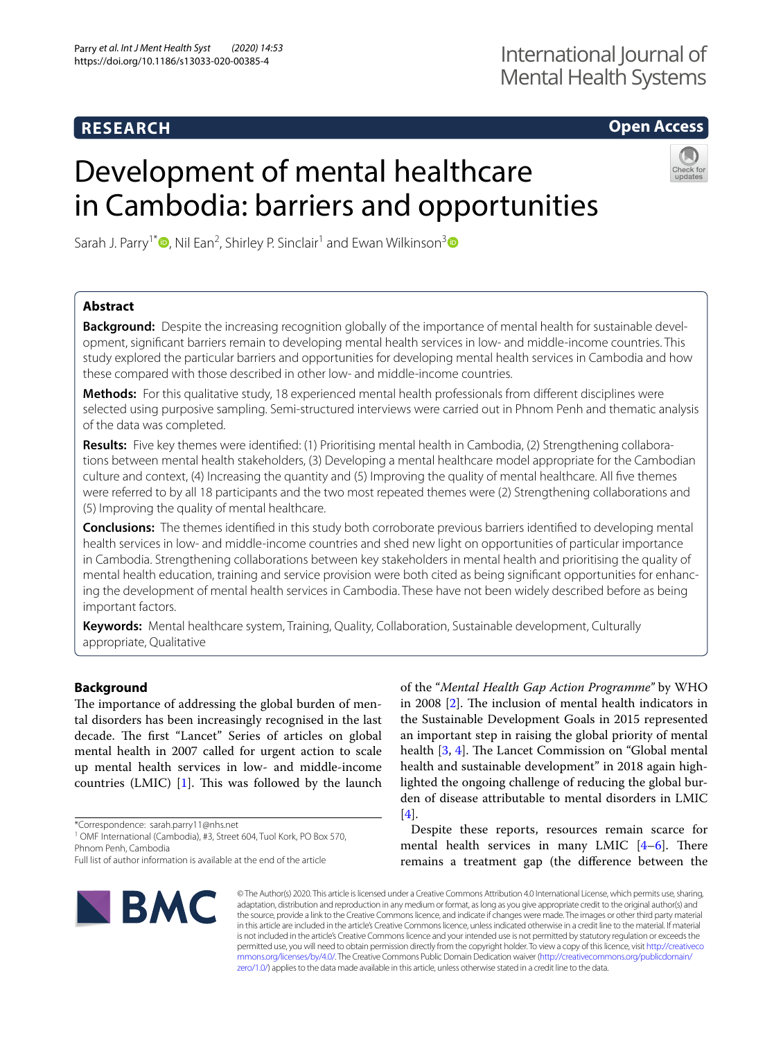RESEARCH

Open Access

# Development of mental healthcare in Cambodia: barriers and opportunities

Sarah J. Parry[1*], Nil Ean[2], Shirley P. Sinclair[1] and Ewan Wilkinson[3]

## Abstract

**Background:** Despite the increasing recognition globally of the importance of mental health for sustainable development, significant barriers remain to developing mental health services in low- and middle-income countries. This study explored the particular barriers and opportunities for developing mental health services in Cambodia and how these compared with those described in other low- and middle-income countries.

**Methods:** For this qualitative study, 18 experienced mental health professionals from different disciplines were selected using purposive sampling. Semi-structured interviews were carried out in Phnom Penh and thematic analysis of the data was completed.

**Results:** Five key themes were identified: (1) Prioritising mental health in Cambodia, (2) Strengthening collaborations between mental health stakeholders, (3) Developing a mental healthcare model appropriate for the Cambodian culture and context, (4) Increasing the quantity and (5) Improving the quality of mental healthcare. All five themes were referred to by all 18 participants and the two most repeated themes were (2) Strengthening collaborations and (5) Improving the quality of mental healthcare.

**Conclusions:** The themes identified in this study both corroborate previous barriers identified to developing mental health services in low- and middle-income countries and shed new light on opportunities of particular importance in Cambodia. Strengthening collaborations between key stakeholders in mental health and prioritising the quality of mental health education, training and service provision were both cited as being significant opportunities for enhancing the development of mental health services in Cambodia. These have not been widely described before as being important factors.

**Keywords:** Mental healthcare system, Training, Quality, Collaboration, Sustainable development, Culturally appropriate, Qualitative

## Background

The importance of addressing the global burden of mental disorders has been increasingly recognised in the last decade. The first "Lancet" Series of articles on global mental health in 2007 called for urgent action to scale up mental health services in low- and middle-income countries (LMIC) [1]. This was followed by the launch of the "*Mental Health Gap Action Programme*" by WHO in 2008 [2]. The inclusion of mental health indicators in the Sustainable Development Goals in 2015 represented an important step in raising the global priority of mental health [3, 4]. The Lancet Commission on "Global mental health and sustainable development" in 2018 again highlighted the ongoing challenge of reducing the global burden of disease attributable to mental disorders in LMIC [4].

Despite these reports, resources remain scarce for mental health services in many LMIC [4–6]. There remains a treatment gap (the difference between the

*Correspondence: sarah.parry11@nhs.net
[1] OMF International (Cambodia), #3, Street 604, Tuol Kork, PO Box 570, Phnom Penh, Cambodia
Full list of author information is available at the end of the article

© The Author(s) 2020. This article is licensed under a Creative Commons Attribution 4.0 International License, which permits use, sharing, adaptation, distribution and reproduction in any medium or format, as long as you give appropriate credit to the original author(s) and the source, provide a link to the Creative Commons licence, and indicate if changes were made. The images or other third party material in this article are included in the article's Creative Commons licence, unless indicated otherwise in a credit line to the material. If material is not included in the article's Creative Commons licence and your intended use is not permitted by statutory regulation or exceeds the permitted use, you will need to obtain permission directly from the copyright holder. To view a copy of this licence, visit http://creativecommons.org/licenses/by/4.0/. The Creative Commons Public Domain Dedication waiver (http://creativecommons.org/publicdomain/zero/1.0/) applies to the data made available in this article, unless otherwise stated in a credit line to the data.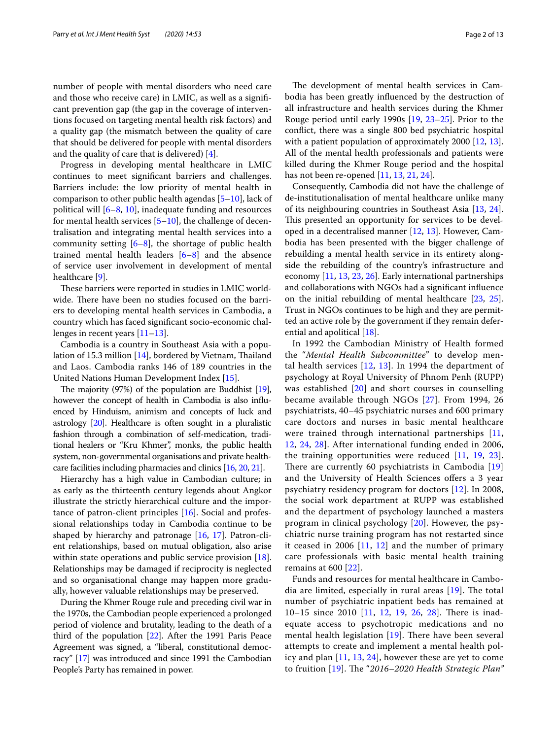number of people with mental disorders who need care and those who receive care) in LMIC, as well as a significant prevention gap (the gap in the coverage of interventions focused on targeting mental health risk factors) and a quality gap (the mismatch between the quality of care that should be delivered for people with mental disorders and the quality of care that is delivered) [4].

Progress in developing mental healthcare in LMIC continues to meet significant barriers and challenges. Barriers include: the low priority of mental health in comparison to other public health agendas [5–10], lack of political will [6–8, 10], inadequate funding and resources for mental health services [5–10], the challenge of decentralisation and integrating mental health services into a community setting [6–8], the shortage of public health trained mental health leaders [6–8] and the absence of service user involvement in development of mental healthcare [9].

These barriers were reported in studies in LMIC worldwide. There have been no studies focused on the barriers to developing mental health services in Cambodia, a country which has faced significant socio-economic challenges in recent years [11–13].

Cambodia is a country in Southeast Asia with a population of 15.3 million [14], bordered by Vietnam, Thailand and Laos. Cambodia ranks 146 of 189 countries in the United Nations Human Development Index [15].

The majority (97%) of the population are Buddhist [19], however the concept of health in Cambodia is also influenced by Hinduism, animism and concepts of luck and astrology [20]. Healthcare is often sought in a pluralistic fashion through a combination of self-medication, traditional healers or "Kru Khmer", monks, the public health system, non-governmental organisations and private healthcare facilities including pharmacies and clinics [16, 20, 21].

Hierarchy has a high value in Cambodian culture; in as early as the thirteenth century legends about Angkor illustrate the strictly hierarchical culture and the importance of patron-client principles [16]. Social and professional relationships today in Cambodia continue to be shaped by hierarchy and patronage [16, 17]. Patron-client relationships, based on mutual obligation, also arise within state operations and public service provision [18]. Relationships may be damaged if reciprocity is neglected and so organisational change may happen more gradually, however valuable relationships may be preserved.

During the Khmer Rouge rule and preceding civil war in the 1970s, the Cambodian people experienced a prolonged period of violence and brutality, leading to the death of a third of the population [22]. After the 1991 Paris Peace Agreement was signed, a "liberal, constitutional democracy" [17] was introduced and since 1991 the Cambodian People's Party has remained in power.

The development of mental health services in Cambodia has been greatly influenced by the destruction of all infrastructure and health services during the Khmer Rouge period until early 1990s [19, 23–25]. Prior to the conflict, there was a single 800 bed psychiatric hospital with a patient population of approximately 2000 [12, 13]. All of the mental health professionals and patients were killed during the Khmer Rouge period and the hospital has not been re-opened [11, 13, 21, 24].

Consequently, Cambodia did not have the challenge of de-institutionalisation of mental healthcare unlike many of its neighbouring countries in Southeast Asia [13, 24]. This presented an opportunity for services to be developed in a decentralised manner [12, 13]. However, Cambodia has been presented with the bigger challenge of rebuilding a mental health service in its entirety alongside the rebuilding of the country's infrastructure and economy [11, 13, 23, 26]. Early international partnerships and collaborations with NGOs had a significant influence on the initial rebuilding of mental healthcare [23, 25]. Trust in NGOs continues to be high and they are permitted an active role by the government if they remain deferential and apolitical [18].

In 1992 the Cambodian Ministry of Health formed the "*Mental Health Subcommittee*" to develop mental health services [12, 13]. In 1994 the department of psychology at Royal University of Phnom Penh (RUPP) was established [20] and short courses in counselling became available through NGOs [27]. From 1994, 26 psychiatrists, 40–45 psychiatric nurses and 600 primary care doctors and nurses in basic mental healthcare were trained through international partnerships [11, 12, 24, 28]. After international funding ended in 2006, the training opportunities were reduced [11, 19, 23]. There are currently 60 psychiatrists in Cambodia [19] and the University of Health Sciences offers a 3 year psychiatry residency program for doctors [12]. In 2008, the social work department at RUPP was established and the department of psychology launched a masters program in clinical psychology [20]. However, the psychiatric nurse training program has not restarted since it ceased in 2006 [11, 12] and the number of primary care professionals with basic mental health training remains at 600 [22].

Funds and resources for mental healthcare in Cambodia are limited, especially in rural areas [19]. The total number of psychiatric inpatient beds has remained at 10–15 since 2010 [11, 12, 19, 26, 28]. There is inadequate access to psychotropic medications and no mental health legislation [19]. There have been several attempts to create and implement a mental health policy and plan [11, 13, 24], however these are yet to come to fruition [19]. The "*2016–2020 Health Strategic Plan*"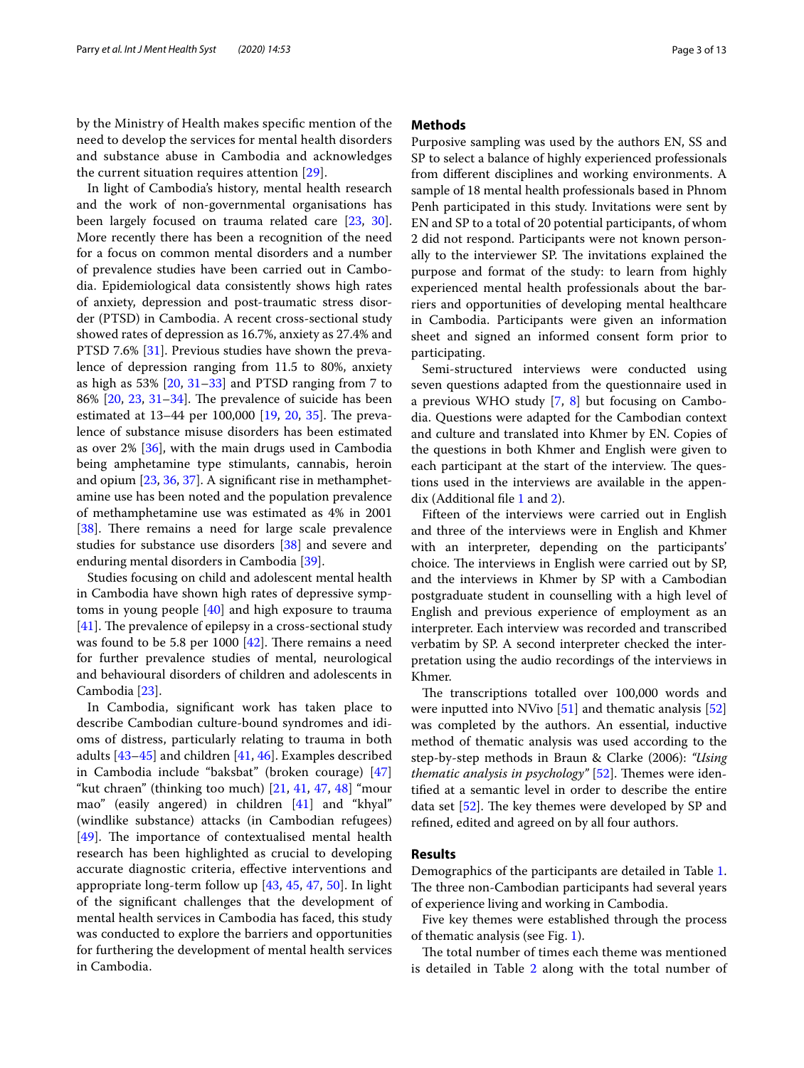by the Ministry of Health makes specific mention of the need to develop the services for mental health disorders and substance abuse in Cambodia and acknowledges the current situation requires attention [29].

In light of Cambodia's history, mental health research and the work of non-governmental organisations has been largely focused on trauma related care [23, 30]. More recently there has been a recognition of the need for a focus on common mental disorders and a number of prevalence studies have been carried out in Cambodia. Epidemiological data consistently shows high rates of anxiety, depression and post-traumatic stress disorder (PTSD) in Cambodia. A recent cross-sectional study showed rates of depression as 16.7%, anxiety as 27.4% and PTSD 7.6% [31]. Previous studies have shown the prevalence of depression ranging from 11.5 to 80%, anxiety as high as 53% [20, 31–33] and PTSD ranging from 7 to 86% [20, 23, 31–34]. The prevalence of suicide has been estimated at 13–44 per 100,000 [19, 20, 35]. The prevalence of substance misuse disorders has been estimated as over 2% [36], with the main drugs used in Cambodia being amphetamine type stimulants, cannabis, heroin and opium [23, 36, 37]. A significant rise in methamphetamine use has been noted and the population prevalence of methamphetamine use was estimated as 4% in 2001 [38]. There remains a need for large scale prevalence studies for substance use disorders [38] and severe and enduring mental disorders in Cambodia [39].

Studies focusing on child and adolescent mental health in Cambodia have shown high rates of depressive symptoms in young people [40] and high exposure to trauma [41]. The prevalence of epilepsy in a cross-sectional study was found to be 5.8 per 1000 [42]. There remains a need for further prevalence studies of mental, neurological and behavioural disorders of children and adolescents in Cambodia [23].

In Cambodia, significant work has taken place to describe Cambodian culture-bound syndromes and idioms of distress, particularly relating to trauma in both adults [43–45] and children [41, 46]. Examples described in Cambodia include "baksbat" (broken courage) [47] "kut chraen" (thinking too much) [21, 41, 47, 48] "mour mao" (easily angered) in children [41] and "khyal" (windlike substance) attacks (in Cambodian refugees) [49]. The importance of contextualised mental health research has been highlighted as crucial to developing accurate diagnostic criteria, effective interventions and appropriate long-term follow up [43, 45, 47, 50]. In light of the significant challenges that the development of mental health services in Cambodia has faced, this study was conducted to explore the barriers and opportunities for furthering the development of mental health services in Cambodia.

## Methods

Purposive sampling was used by the authors EN, SS and SP to select a balance of highly experienced professionals from different disciplines and working environments. A sample of 18 mental health professionals based in Phnom Penh participated in this study. Invitations were sent by EN and SP to a total of 20 potential participants, of whom 2 did not respond. Participants were not known personally to the interviewer SP. The invitations explained the purpose and format of the study: to learn from highly experienced mental health professionals about the barriers and opportunities of developing mental healthcare in Cambodia. Participants were given an information sheet and signed an informed consent form prior to participating.

Semi-structured interviews were conducted using seven questions adapted from the questionnaire used in a previous WHO study [7, 8] but focusing on Cambodia. Questions were adapted for the Cambodian context and culture and translated into Khmer by EN. Copies of the questions in both Khmer and English were given to each participant at the start of the interview. The questions used in the interviews are available in the appendix (Additional file 1 and 2).

Fifteen of the interviews were carried out in English and three of the interviews were in English and Khmer with an interpreter, depending on the participants' choice. The interviews in English were carried out by SP, and the interviews in Khmer by SP with a Cambodian postgraduate student in counselling with a high level of English and previous experience of employment as an interpreter. Each interview was recorded and transcribed verbatim by SP. A second interpreter checked the interpretation using the audio recordings of the interviews in Khmer.

The transcriptions totalled over 100,000 words and were inputted into NVivo [51] and thematic analysis [52] was completed by the authors. An essential, inductive method of thematic analysis was used according to the step-by-step methods in Braun & Clarke (2006): *"Using thematic analysis in psychology"* [52]. Themes were identified at a semantic level in order to describe the entire data set [52]. The key themes were developed by SP and refined, edited and agreed on by all four authors.

## Results

Demographics of the participants are detailed in Table 1. The three non-Cambodian participants had several years of experience living and working in Cambodia.

Five key themes were established through the process of thematic analysis (see Fig. 1).

The total number of times each theme was mentioned is detailed in Table 2 along with the total number of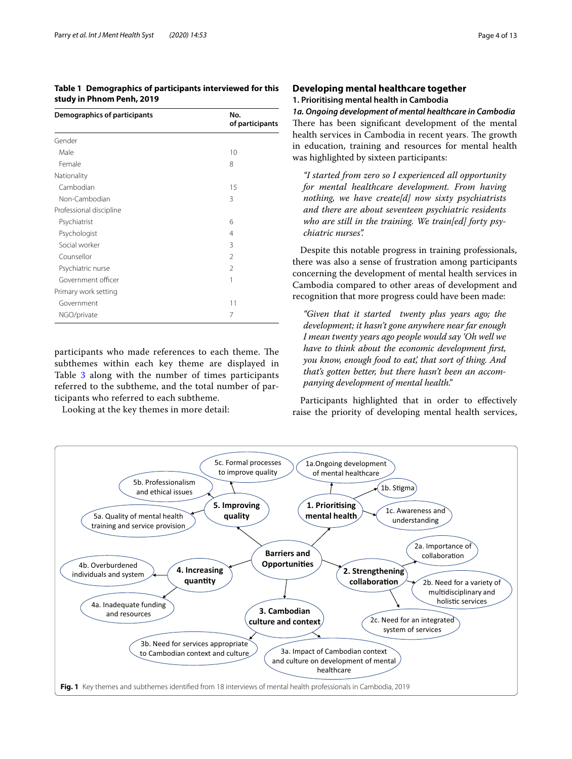**Table 1 Demographics of participants interviewed for this study in Phnom Penh, 2019**

| Demographics of participants | No. of participants |
|---|---|
| Gender | |
| Male | 10 |
| Female | 8 |
| Nationality | |
| Cambodian | 15 |
| Non-Cambodian | 3 |
| Professional discipline | |
| Psychiatrist | 6 |
| Psychologist | 4 |
| Social worker | 3 |
| Counsellor | 2 |
| Psychiatric nurse | 2 |
| Government officer | 1 |
| Primary work setting | |
| Government | 11 |
| NGO/private | 7 |

participants who made references to each theme. The subthemes within each key theme are displayed in Table 3 along with the number of times participants referred to the subtheme, and the total number of participants who referred to each subtheme.

Looking at the key themes in more detail:

## Developing mental healthcare together

### 1. Prioritising mental health in Cambodia

#### *1a. Ongoing development of mental healthcare in Cambodia*

There has been significant development of the mental health services in Cambodia in recent years. The growth in education, training and resources for mental health was highlighted by sixteen participants:

> *"I started from zero so I experienced all opportunity for mental healthcare development. From having nothing, we have create[d] now sixty psychiatrists and there are about seventeen psychiatric residents who are still in the training. We train[ed] forty psychiatric nurses".*

Despite this notable progress in training professionals, there was also a sense of frustration among participants concerning the development of mental health services in Cambodia compared to other areas of development and recognition that more progress could have been made:

> *"Given that it started twenty plus years ago; the development; it hasn't gone anywhere near far enough I mean twenty years ago people would say 'Oh well we have to think about the economic development first, you know, enough food to eat', that sort of thing. And that's gotten better, but there hasn't been an accompanying development of mental health."*

Participants highlighted that in order to effectively raise the priority of developing mental health services,

Barriers and Opportunities

1. Prioritising mental health: 1a. Ongoing development of mental healthcare; 1b. Stigma; 1c. Awareness and understanding

2. Strengthening collaboration: 2a. Importance of collaboration; 2b. Need for a variety of multidisciplinary and holistic services; 2c. Need for an integrated system of services

3. Cambodian culture and context: 3a. Impact of Cambodian context and culture on development of mental healthcare; 3b. Need for services appropriate to Cambodian context and culture

4. Increasing quantity: 4a. Inadequate funding and resources; 4b. Overburdened individuals and system

5. Improving quality: 5a. Quality of mental health training and service provision; 5b. Professionalism and ethical issues; 5c. Formal processes to improve quality

**Fig. 1** Key themes and subthemes identified from 18 interviews of mental health professionals in Cambodia, 2019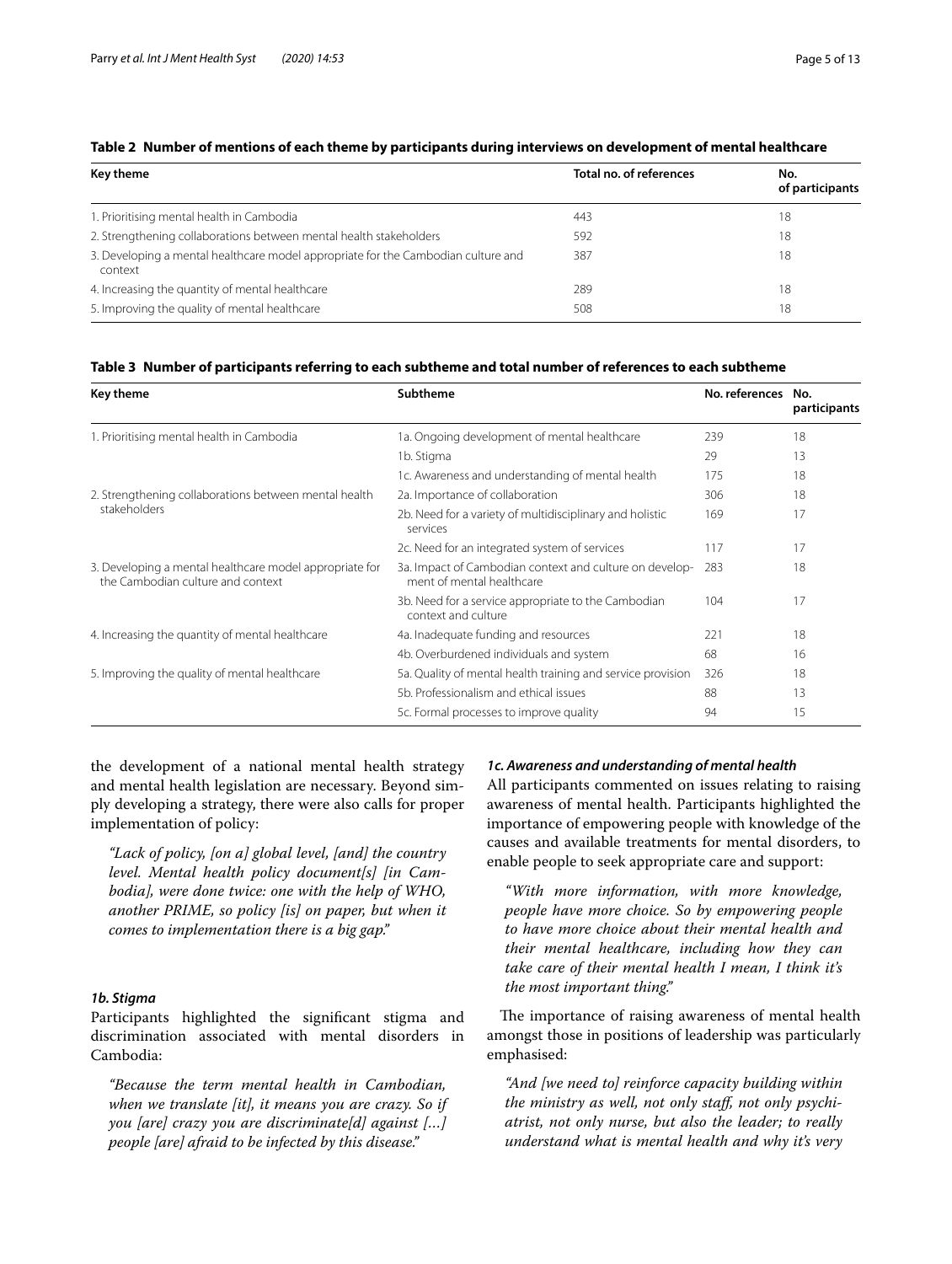**Table 2 Number of mentions of each theme by participants during interviews on development of mental healthcare**

| Key theme | Total no. of references | No. of participants |
|---|---|---|
| 1. Prioritising mental health in Cambodia | 443 | 18 |
| 2. Strengthening collaborations between mental health stakeholders | 592 | 18 |
| 3. Developing a mental healthcare model appropriate for the Cambodian culture and context | 387 | 18 |
| 4. Increasing the quantity of mental healthcare | 289 | 18 |
| 5. Improving the quality of mental healthcare | 508 | 18 |

**Table 3 Number of participants referring to each subtheme and total number of references to each subtheme**

| Key theme | Subtheme | No. references | No. participants |
|---|---|---|---|
| 1. Prioritising mental health in Cambodia | 1a. Ongoing development of mental healthcare | 239 | 18 |
| | 1b. Stigma | 29 | 13 |
| | 1c. Awareness and understanding of mental health | 175 | 18 |
| 2. Strengthening collaborations between mental health stakeholders | 2a. Importance of collaboration | 306 | 18 |
| | 2b. Need for a variety of multidisciplinary and holistic services | 169 | 17 |
| | 2c. Need for an integrated system of services | 117 | 17 |
| 3. Developing a mental healthcare model appropriate for the Cambodian culture and context | 3a. Impact of Cambodian context and culture on development of mental healthcare | 283 | 18 |
| | 3b. Need for a service appropriate to the Cambodian context and culture | 104 | 17 |
| 4. Increasing the quantity of mental healthcare | 4a. Inadequate funding and resources | 221 | 18 |
| | 4b. Overburdened individuals and system | 68 | 16 |
| 5. Improving the quality of mental healthcare | 5a. Quality of mental health training and service provision | 326 | 18 |
| | 5b. Professionalism and ethical issues | 88 | 13 |
| | 5c. Formal processes to improve quality | 94 | 15 |

the development of a national mental health strategy and mental health legislation are necessary. Beyond simply developing a strategy, there were also calls for proper implementation of policy:

> *"Lack of policy, [on a] global level, [and] the country level. Mental health policy document[s] [in Cambodia], were done twice: one with the help of WHO, another PRIME, so policy [is] on paper, but when it comes to implementation there is a big gap."*

#### *1b. Stigma*

Participants highlighted the significant stigma and discrimination associated with mental disorders in Cambodia:

> *"Because the term mental health in Cambodian, when we translate [it], it means you are crazy. So if you [are] crazy you are discriminate[d] against […] people [are] afraid to be infected by this disease."*

#### *1c. Awareness and understanding of mental health*

All participants commented on issues relating to raising awareness of mental health. Participants highlighted the importance of empowering people with knowledge of the causes and available treatments for mental disorders, to enable people to seek appropriate care and support:

> *"With more information, with more knowledge, people have more choice. So by empowering people to have more choice about their mental health and their mental healthcare, including how they can take care of their mental health I mean, I think it's the most important thing."*

The importance of raising awareness of mental health amongst those in positions of leadership was particularly emphasised:

> *"And [we need to] reinforce capacity building within the ministry as well, not only staff, not only psychiatrist, not only nurse, but also the leader; to really understand what is mental health and why it's very*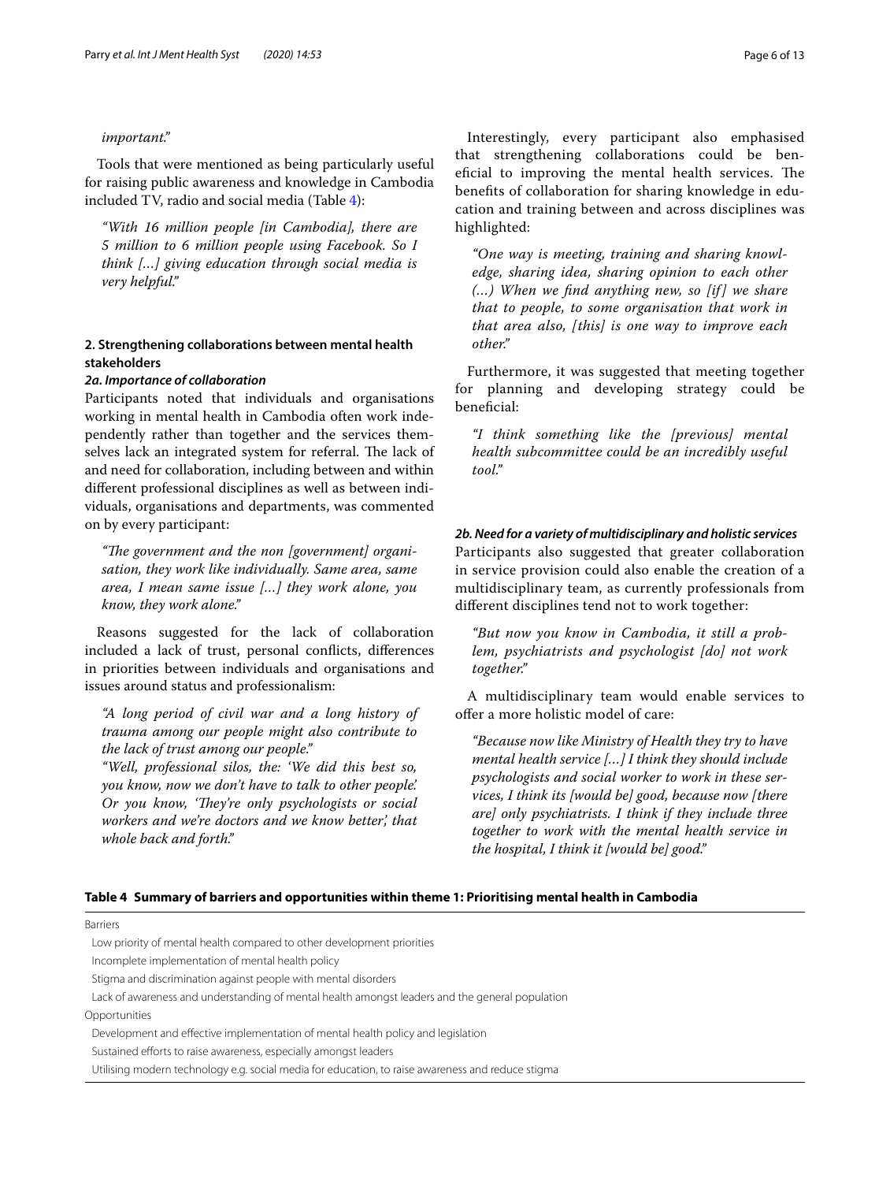*important.*"

Tools that were mentioned as being particularly useful for raising public awareness and knowledge in Cambodia included TV, radio and social media (Table 4):

> *"With 16 million people [in Cambodia], there are 5 million to 6 million people using Facebook. So I think […] giving education through social media is very helpful."*

### 2. Strengthening collaborations between mental health stakeholders

#### *2a. Importance of collaboration*

Participants noted that individuals and organisations working in mental health in Cambodia often work independently rather than together and the services themselves lack an integrated system for referral. The lack of and need for collaboration, including between and within different professional disciplines as well as between individuals, organisations and departments, was commented on by every participant:

> *"The government and the non [government] organisation, they work like individually. Same area, same area, I mean same issue […] they work alone, you know, they work alone."*

Reasons suggested for the lack of collaboration included a lack of trust, personal conflicts, differences in priorities between individuals and organisations and issues around status and professionalism:

> *"A long period of civil war and a long history of trauma among our people might also contribute to the lack of trust among our people."*
>
> *"Well, professional silos, the: 'We did this best so, you know, now we don't have to talk to other people.' Or you know, 'They're only psychologists or social workers and we're doctors and we know better', that whole back and forth."*

Interestingly, every participant also emphasised that strengthening collaborations could be beneficial to improving the mental health services. The benefits of collaboration for sharing knowledge in education and training between and across disciplines was highlighted:

> *"One way is meeting, training and sharing knowledge, sharing idea, sharing opinion to each other (…) When we find anything new, so [if] we share that to people, to some organisation that work in that area also, [this] is one way to improve each other."*

Furthermore, it was suggested that meeting together for planning and developing strategy could be beneficial:

> *"I think something like the [previous] mental health subcommittee could be an incredibly useful tool."*

#### *2b. Need for a variety of multidisciplinary and holistic services*

Participants also suggested that greater collaboration in service provision could also enable the creation of a multidisciplinary team, as currently professionals from different disciplines tend not to work together:

> *"But now you know in Cambodia, it still a problem, psychiatrists and psychologist [do] not work together."*

A multidisciplinary team would enable services to offer a more holistic model of care:

> *"Because now like Ministry of Health they try to have mental health service […] I think they should include psychologists and social worker to work in these services, I think its [would be] good, because now [there are] only psychiatrists. I think if they include three together to work with the mental health service in the hospital, I think it [would be] good."*

**Table 4 Summary of barriers and opportunities within theme 1: Prioritising mental health in Cambodia**

| |
|---|
| Barriers |
| Low priority of mental health compared to other development priorities |
| Incomplete implementation of mental health policy |
| Stigma and discrimination against people with mental disorders |
| Lack of awareness and understanding of mental health amongst leaders and the general population |
| Opportunities |
| Development and effective implementation of mental health policy and legislation |
| Sustained efforts to raise awareness, especially amongst leaders |
| Utilising modern technology e.g. social media for education, to raise awareness and reduce stigma |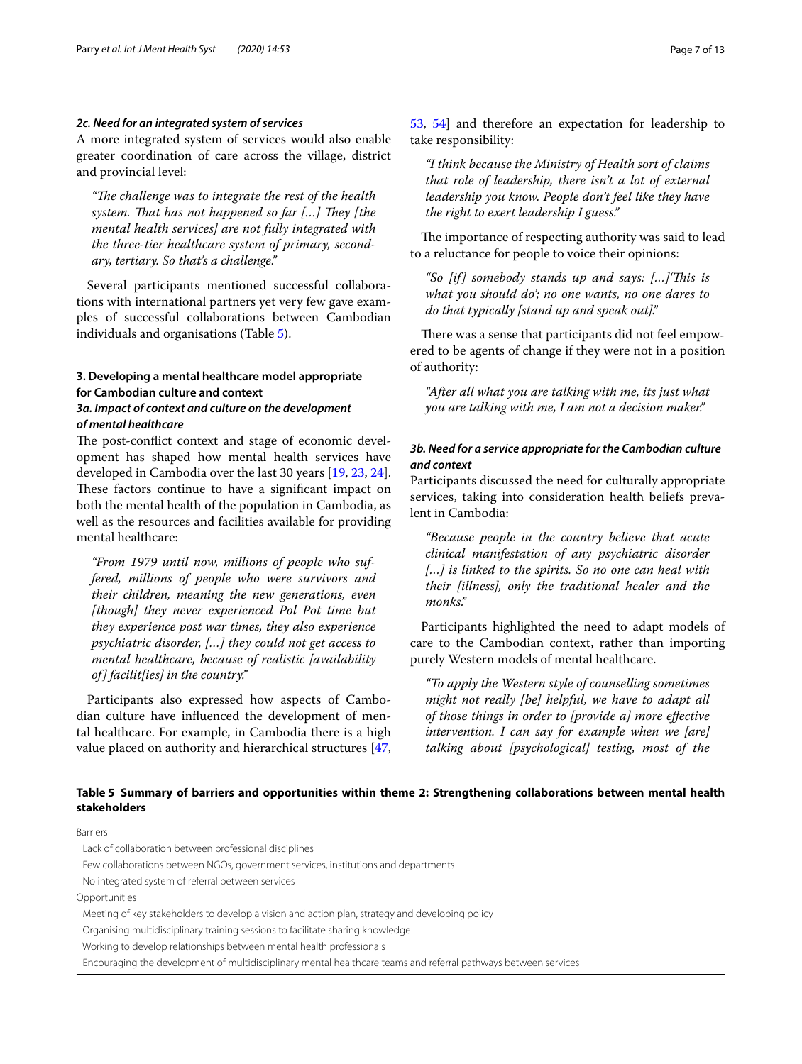#### *2c. Need for an integrated system of services*

A more integrated system of services would also enable greater coordination of care across the village, district and provincial level:

> *"The challenge was to integrate the rest of the health system. That has not happened so far […] They [the mental health services] are not fully integrated with the three-tier healthcare system of primary, secondary, tertiary. So that's a challenge."*

Several participants mentioned successful collaborations with international partners yet very few gave examples of successful collaborations between Cambodian individuals and organisations (Table 5).

### 3. Developing a mental healthcare model appropriate for Cambodian culture and context

#### *3a. Impact of context and culture on the development of mental healthcare*

The post-conflict context and stage of economic development has shaped how mental health services have developed in Cambodia over the last 30 years [19, 23, 24]. These factors continue to have a significant impact on both the mental health of the population in Cambodia, as well as the resources and facilities available for providing mental healthcare:

> *"From 1979 until now, millions of people who suffered, millions of people who were survivors and their children, meaning the new generations, even [though] they never experienced Pol Pot time but they experience post war times, they also experience psychiatric disorder, […] they could not get access to mental healthcare, because of realistic [availability of] facilit[ies] in the country."*

Participants also expressed how aspects of Cambodian culture have influenced the development of mental healthcare. For example, in Cambodia there is a high value placed on authority and hierarchical structures [47, 53, 54] and therefore an expectation for leadership to take responsibility:

> *"I think because the Ministry of Health sort of claims that role of leadership, there isn't a lot of external leadership you know. People don't feel like they have the right to exert leadership I guess."*

The importance of respecting authority was said to lead to a reluctance for people to voice their opinions:

> *"So [if] somebody stands up and says: […]'This is what you should do'; no one wants, no one dares to do that typically [stand up and speak out]."*

There was a sense that participants did not feel empowered to be agents of change if they were not in a position of authority:

> *"After all what you are talking with me, its just what you are talking with me, I am not a decision maker."*

#### *3b. Need for a service appropriate for the Cambodian culture and context*

Participants discussed the need for culturally appropriate services, taking into consideration health beliefs prevalent in Cambodia:

> *"Because people in the country believe that acute clinical manifestation of any psychiatric disorder […] is linked to the spirits. So no one can heal with their [illness], only the traditional healer and the monks."*

Participants highlighted the need to adapt models of care to the Cambodian context, rather than importing purely Western models of mental healthcare.

> *"To apply the Western style of counselling sometimes might not really [be] helpful, we have to adapt all of those things in order to [provide a] more effective intervention. I can say for example when we [are] talking about [psychological] testing, most of the*

**Table 5 Summary of barriers and opportunities within theme 2: Strengthening collaborations between mental health stakeholders**

| |
|---|
| Barriers |
| Lack of collaboration between professional disciplines |
| Few collaborations between NGOs, government services, institutions and departments |
| No integrated system of referral between services |
| Opportunities |
| Meeting of key stakeholders to develop a vision and action plan, strategy and developing policy |
| Organising multidisciplinary training sessions to facilitate sharing knowledge |
| Working to develop relationships between mental health professionals |
| Encouraging the development of multidisciplinary mental healthcare teams and referral pathways between services |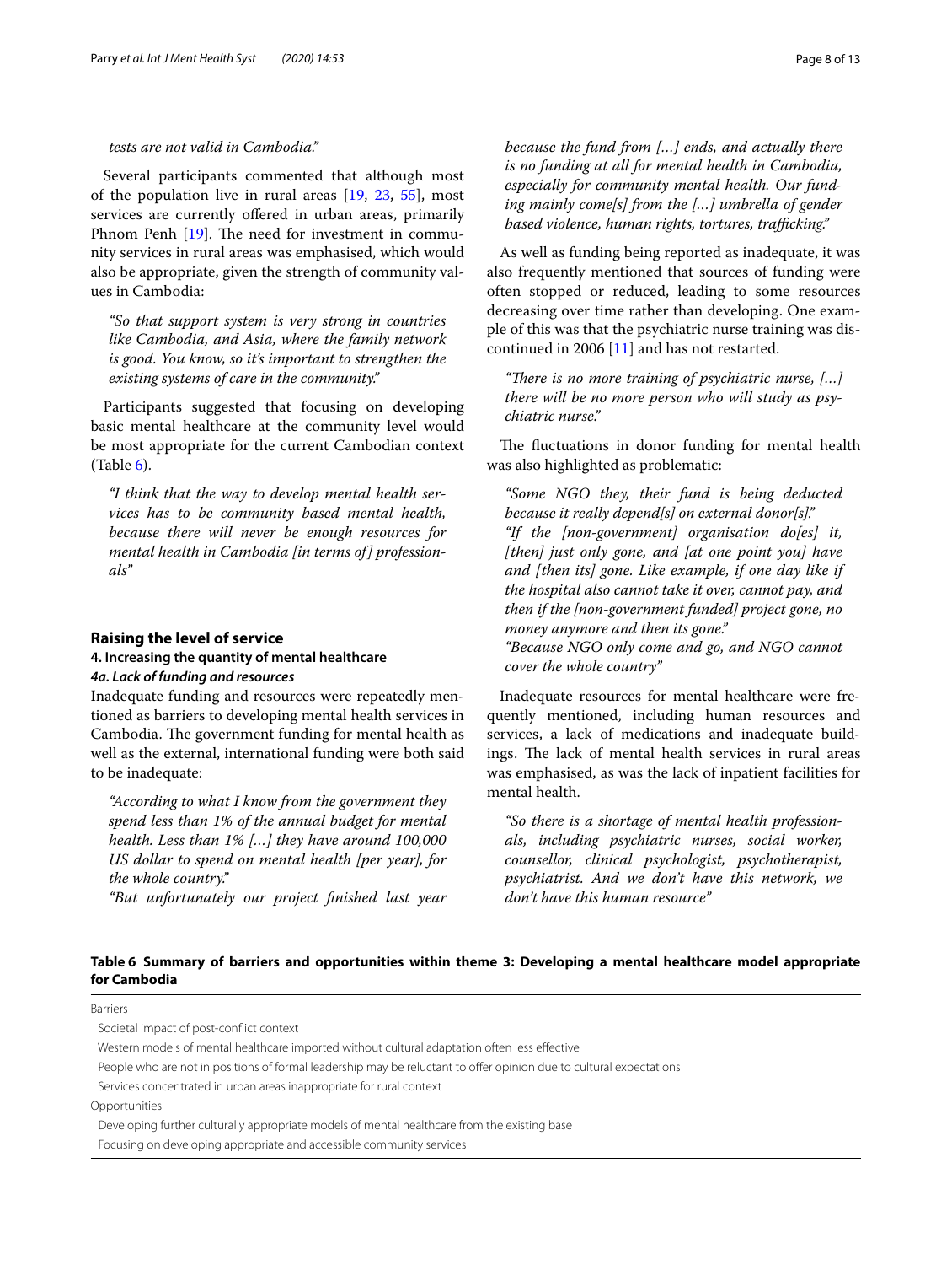*tests are not valid in Cambodia."*

Several participants commented that although most of the population live in rural areas [19, 23, 55], most services are currently offered in urban areas, primarily Phnom Penh [19]. The need for investment in community services in rural areas was emphasised, which would also be appropriate, given the strength of community values in Cambodia:

> *"So that support system is very strong in countries like Cambodia, and Asia, where the family network is good. You know, so it's important to strengthen the existing systems of care in the community."*

Participants suggested that focusing on developing basic mental healthcare at the community level would be most appropriate for the current Cambodian context (Table 6).

> *"I think that the way to develop mental health services has to be community based mental health, because there will never be enough resources for mental health in Cambodia [in terms of] professionals"*

## Raising the level of service

### 4. Increasing the quantity of mental healthcare

#### *4a. Lack of funding and resources*

Inadequate funding and resources were repeatedly mentioned as barriers to developing mental health services in Cambodia. The government funding for mental health as well as the external, international funding were both said to be inadequate:

> *"According to what I know from the government they spend less than 1% of the annual budget for mental health. Less than 1% […] they have around 100,000 US dollar to spend on mental health [per year], for the whole country."*
>
> *"But unfortunately our project finished last year because the fund from […] ends, and actually there is no funding at all for mental health in Cambodia, especially for community mental health. Our funding mainly come[s] from the […] umbrella of gender based violence, human rights, tortures, trafficking."*

As well as funding being reported as inadequate, it was also frequently mentioned that sources of funding were often stopped or reduced, leading to some resources decreasing over time rather than developing. One example of this was that the psychiatric nurse training was discontinued in 2006 [11] and has not restarted.

> *"There is no more training of psychiatric nurse, […] there will be no more person who will study as psychiatric nurse."*

The fluctuations in donor funding for mental health was also highlighted as problematic:

> *"Some NGO they, their fund is being deducted because it really depend[s] on external donor[s]."*
>
> *"If the [non-government] organisation do[es] it, [then] just only gone, and [at one point you] have and [then its] gone. Like example, if one day like if the hospital also cannot take it over, cannot pay, and then if the [non-government funded] project gone, no money anymore and then its gone."*
>
> *"Because NGO only come and go, and NGO cannot cover the whole country"*

Inadequate resources for mental healthcare were frequently mentioned, including human resources and services, a lack of medications and inadequate buildings. The lack of mental health services in rural areas was emphasised, as was the lack of inpatient facilities for mental health.

> *"So there is a shortage of mental health professionals, including psychiatric nurses, social worker, counsellor, clinical psychologist, psychotherapist, psychiatrist. And we don't have this network, we don't have this human resource"*

**Table 6 Summary of barriers and opportunities within theme 3: Developing a mental healthcare model appropriate for Cambodia**

| |
|---|
| Barriers |
| Societal impact of post-conflict context |
| Western models of mental healthcare imported without cultural adaptation often less effective |
| People who are not in positions of formal leadership may be reluctant to offer opinion due to cultural expectations |
| Services concentrated in urban areas inappropriate for rural context |
| Opportunities |
| Developing further culturally appropriate models of mental healthcare from the existing base |
| Focusing on developing appropriate and accessible community services |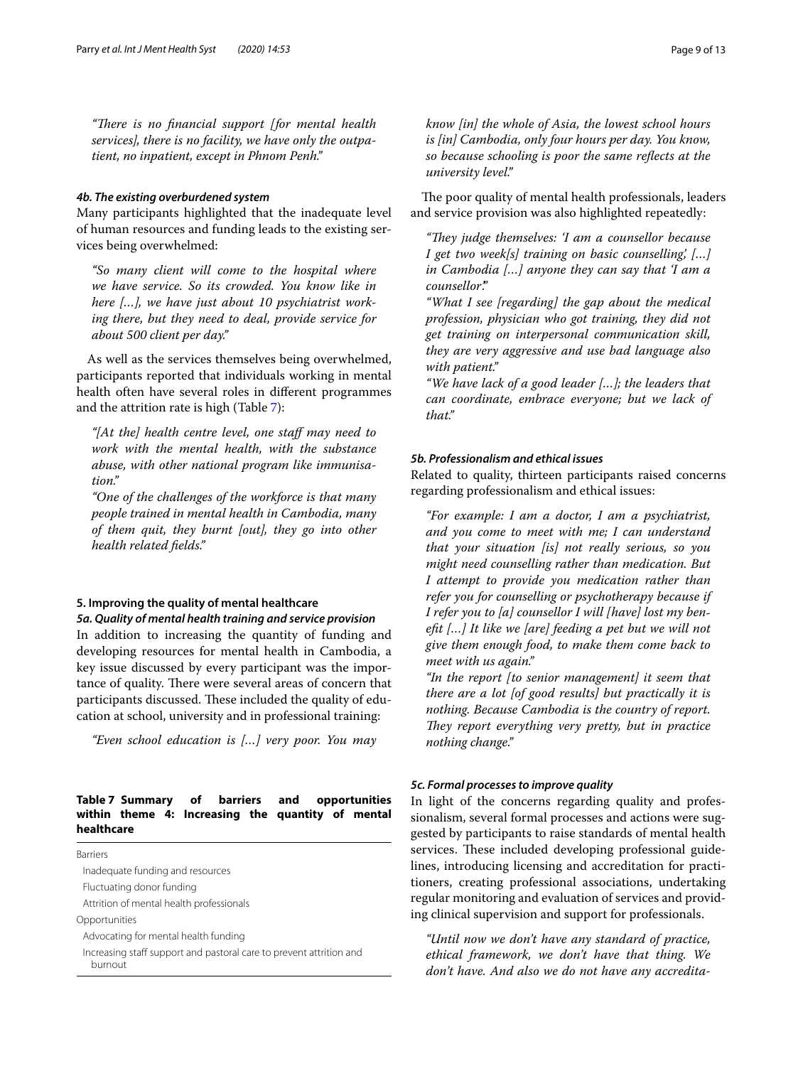*"There is no financial support [for mental health services], there is no facility, we have only the outpatient, no inpatient, except in Phnom Penh."*

#### *4b. The existing overburdened system*

Many participants highlighted that the inadequate level of human resources and funding leads to the existing services being overwhelmed:

> *"So many client will come to the hospital where we have service. So its crowded. You know like in here […], we have just about 10 psychiatrist working there, but they need to deal, provide service for about 500 client per day."*

As well as the services themselves being overwhelmed, participants reported that individuals working in mental health often have several roles in different programmes and the attrition rate is high (Table 7):

> *"[At the] health centre level, one staff may need to work with the mental health, with the substance abuse, with other national program like immunisation."*
>
> *"One of the challenges of the workforce is that many people trained in mental health in Cambodia, many of them quit, they burnt [out], they go into other health related fields."*

### 5. Improving the quality of mental healthcare

#### *5a. Quality of mental health training and service provision*

In addition to increasing the quantity of funding and developing resources for mental health in Cambodia, a key issue discussed by every participant was the importance of quality. There were several areas of concern that participants discussed. These included the quality of education at school, university and in professional training:

> *"Even school education is […] very poor. You may know [in] the whole of Asia, the lowest school hours is [in] Cambodia, only four hours per day. You know, so because schooling is poor the same reflects at the university level."*

The poor quality of mental health professionals, leaders and service provision was also highlighted repeatedly:

> *"They judge themselves: 'I am a counsellor because I get two week[s] training on basic counselling,' […] in Cambodia […] anyone they can say that 'I am a counsellor'."*
>
> *"What I see [regarding] the gap about the medical profession, physician who got training, they did not get training on interpersonal communication skill, they are very aggressive and use bad language also with patient."*
>
> *"We have lack of a good leader […]; the leaders that can coordinate, embrace everyone; but we lack of that."*

#### *5b. Professionalism and ethical issues*

Related to quality, thirteen participants raised concerns regarding professionalism and ethical issues:

> *"For example: I am a doctor, I am a psychiatrist, and you come to meet with me; I can understand that your situation [is] not really serious, so you might need counselling rather than medication. But I attempt to provide you medication rather than refer you for counselling or psychotherapy because if I refer you to [a] counsellor I will [have] lost my benefit […] It like we [are] feeding a pet but we will not give them enough food, to make them come back to meet with us again."*
>
> *"In the report [to senior management] it seem that there are a lot [of good results] but practically it is nothing. Because Cambodia is the country of report. They report everything very pretty, but in practice nothing change."*

#### *5c. Formal processes to improve quality*

In light of the concerns regarding quality and professionalism, several formal processes and actions were suggested by participants to raise standards of mental health services. These included developing professional guidelines, introducing licensing and accreditation for practitioners, creating professional associations, undertaking regular monitoring and evaluation of services and providing clinical supervision and support for professionals.

> *"Until now we don't have any standard of practice, ethical framework, we don't have that thing. We don't have. And also we do not have any accredita-*

**Table 7 Summary of barriers and opportunities within theme 4: Increasing the quantity of mental healthcare**

| |
|---|
| Barriers |
| Inadequate funding and resources |
| Fluctuating donor funding |
| Attrition of mental health professionals |
| Opportunities |
| Advocating for mental health funding |
| Increasing staff support and pastoral care to prevent attrition and burnout |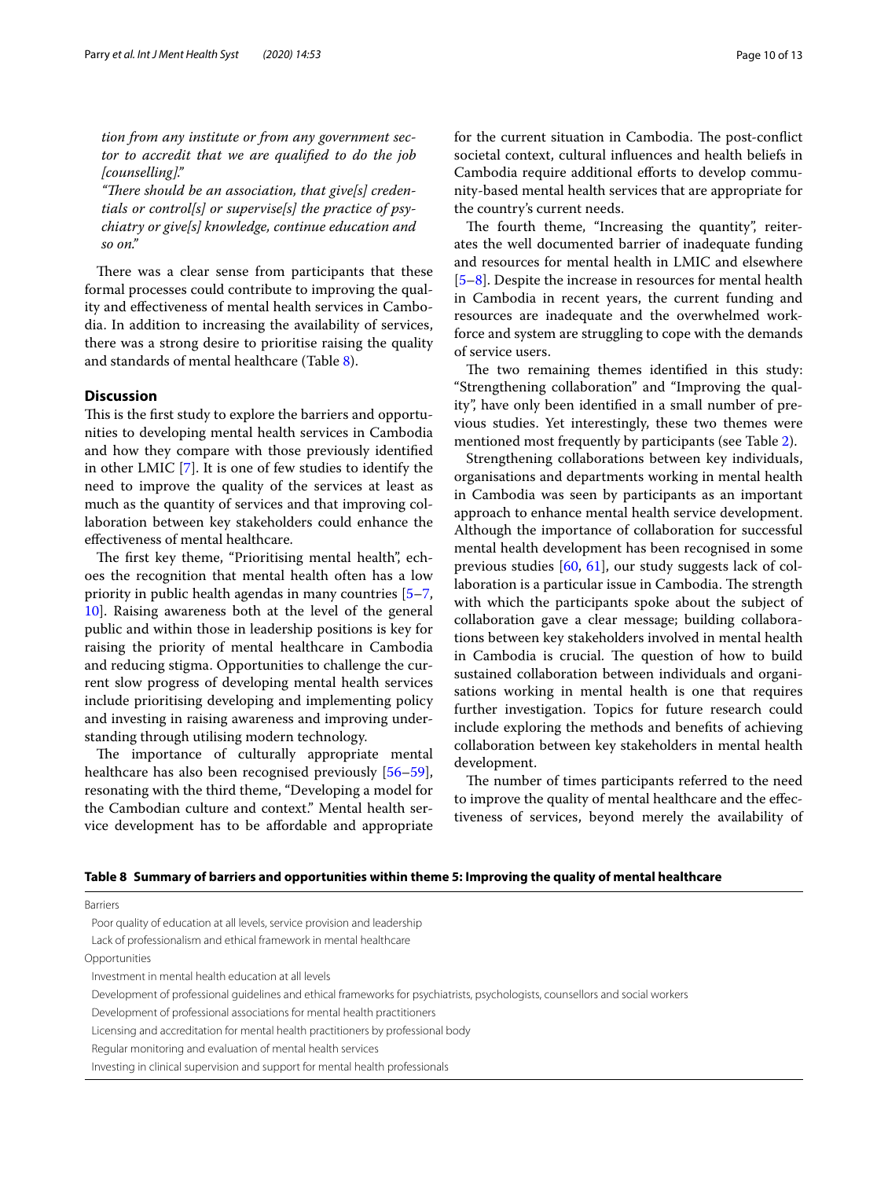*tion from any institute or from any government sector to accredit that we are qualified to do the job [counselling].*"

*"There should be an association, that give[s] credentials or control[s] or supervise[s] the practice of psychiatry or give[s] knowledge, continue education and so on."*

There was a clear sense from participants that these formal processes could contribute to improving the quality and effectiveness of mental health services in Cambodia. In addition to increasing the availability of services, there was a strong desire to prioritise raising the quality and standards of mental healthcare (Table 8).

## Discussion

This is the first study to explore the barriers and opportunities to developing mental health services in Cambodia and how they compare with those previously identified in other LMIC [7]. It is one of few studies to identify the need to improve the quality of the services at least as much as the quantity of services and that improving collaboration between key stakeholders could enhance the effectiveness of mental healthcare.

The first key theme, "Prioritising mental health", echoes the recognition that mental health often has a low priority in public health agendas in many countries [5–7, 10]. Raising awareness both at the level of the general public and within those in leadership positions is key for raising the priority of mental healthcare in Cambodia and reducing stigma. Opportunities to challenge the current slow progress of developing mental health services include prioritising developing and implementing policy and investing in raising awareness and improving understanding through utilising modern technology.

The importance of culturally appropriate mental healthcare has also been recognised previously [56–59], resonating with the third theme, "Developing a model for the Cambodian culture and context." Mental health service development has to be affordable and appropriate for the current situation in Cambodia. The post-conflict societal context, cultural influences and health beliefs in Cambodia require additional efforts to develop community-based mental health services that are appropriate for the country's current needs.

The fourth theme, "Increasing the quantity", reiterates the well documented barrier of inadequate funding and resources for mental health in LMIC and elsewhere [5–8]. Despite the increase in resources for mental health in Cambodia in recent years, the current funding and resources are inadequate and the overwhelmed workforce and system are struggling to cope with the demands of service users.

The two remaining themes identified in this study: "Strengthening collaboration" and "Improving the quality", have only been identified in a small number of previous studies. Yet interestingly, these two themes were mentioned most frequently by participants (see Table 2).

Strengthening collaborations between key individuals, organisations and departments working in mental health in Cambodia was seen by participants as an important approach to enhance mental health service development. Although the importance of collaboration for successful mental health development has been recognised in some previous studies [60, 61], our study suggests lack of collaboration is a particular issue in Cambodia. The strength with which the participants spoke about the subject of collaboration gave a clear message; building collaborations between key stakeholders involved in mental health in Cambodia is crucial. The question of how to build sustained collaboration between individuals and organisations working in mental health is one that requires further investigation. Topics for future research could include exploring the methods and benefits of achieving collaboration between key stakeholders in mental health development.

The number of times participants referred to the need to improve the quality of mental healthcare and the effectiveness of services, beyond merely the availability of

**Table 8 Summary of barriers and opportunities within theme 5: Improving the quality of mental healthcare**

| |
|---|
| Barriers |
| Poor quality of education at all levels, service provision and leadership |
| Lack of professionalism and ethical framework in mental healthcare |
| Opportunities |
| Investment in mental health education at all levels |
| Development of professional guidelines and ethical frameworks for psychiatrists, psychologists, counsellors and social workers |
| Development of professional associations for mental health practitioners |
| Licensing and accreditation for mental health practitioners by professional body |
| Regular monitoring and evaluation of mental health services |
| Investing in clinical supervision and support for mental health professionals |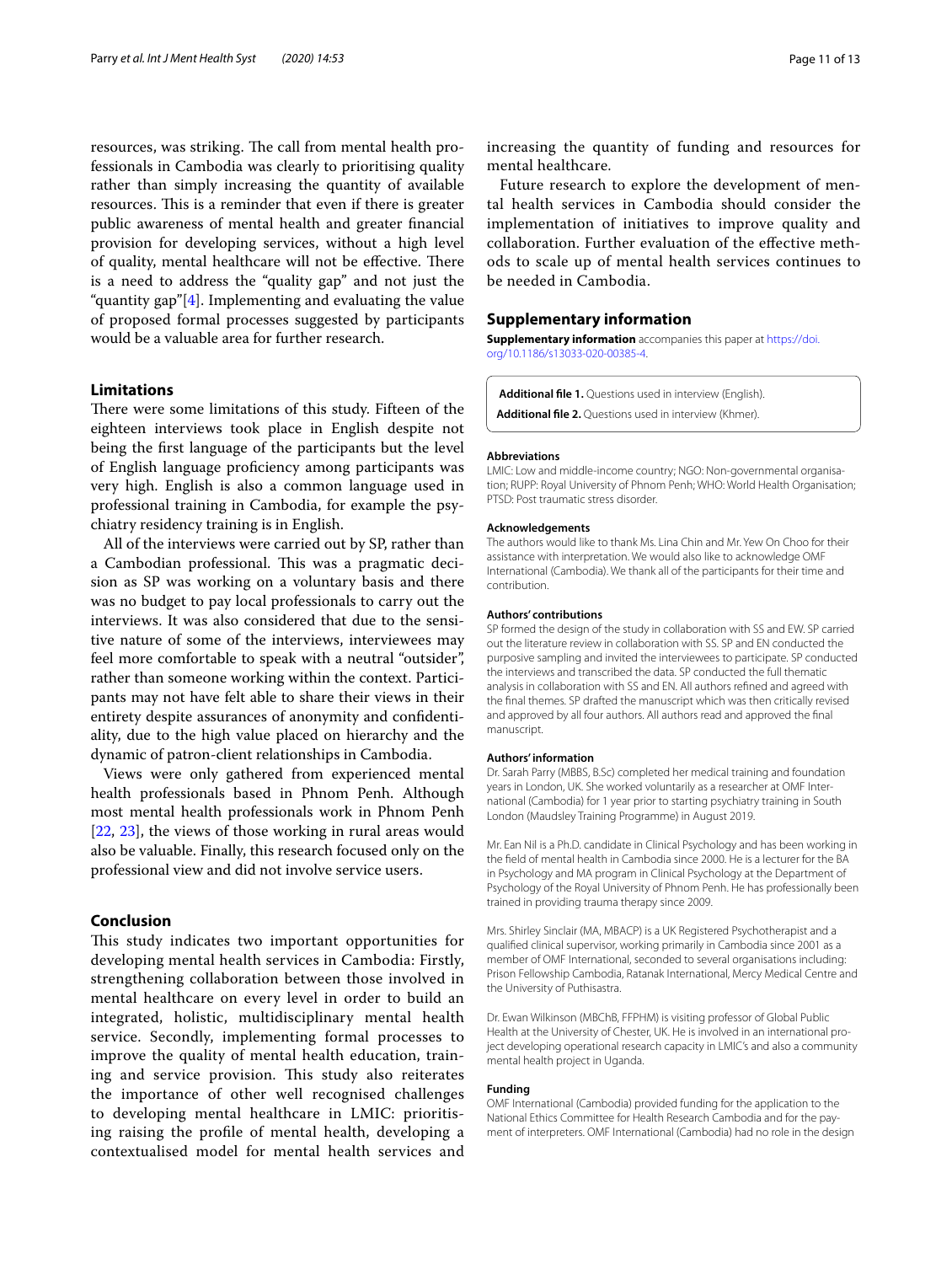resources, was striking. The call from mental health professionals in Cambodia was clearly to prioritising quality rather than simply increasing the quantity of available resources. This is a reminder that even if there is greater public awareness of mental health and greater financial provision for developing services, without a high level of quality, mental healthcare will not be effective. There is a need to address the "quality gap" and not just the "quantity gap"[4]. Implementing and evaluating the value of proposed formal processes suggested by participants would be a valuable area for further research.

## Limitations

There were some limitations of this study. Fifteen of the eighteen interviews took place in English despite not being the first language of the participants but the level of English language proficiency among participants was very high. English is also a common language used in professional training in Cambodia, for example the psychiatry residency training is in English.

All of the interviews were carried out by SP, rather than a Cambodian professional. This was a pragmatic decision as SP was working on a voluntary basis and there was no budget to pay local professionals to carry out the interviews. It was also considered that due to the sensitive nature of some of the interviews, interviewees may feel more comfortable to speak with a neutral "outsider", rather than someone working within the context. Participants may not have felt able to share their views in their entirety despite assurances of anonymity and confidentiality, due to the high value placed on hierarchy and the dynamic of patron-client relationships in Cambodia.

Views were only gathered from experienced mental health professionals based in Phnom Penh. Although most mental health professionals work in Phnom Penh [22, 23], the views of those working in rural areas would also be valuable. Finally, this research focused only on the professional view and did not involve service users.

## Conclusion

This study indicates two important opportunities for developing mental health services in Cambodia: Firstly, strengthening collaboration between those involved in mental healthcare on every level in order to build an integrated, holistic, multidisciplinary mental health service. Secondly, implementing formal processes to improve the quality of mental health education, training and service provision. This study also reiterates the importance of other well recognised challenges to developing mental healthcare in LMIC: prioritising raising the profile of mental health, developing a contextualised model for mental health services and increasing the quantity of funding and resources for mental healthcare.

Future research to explore the development of mental health services in Cambodia should consider the implementation of initiatives to improve quality and collaboration. Further evaluation of the effective methods to scale up of mental health services continues to be needed in Cambodia.

## Supplementary information

**Supplementary information** accompanies this paper at https://doi.org/10.1186/s13033-020-00385-4.

**Additional file 1.** Questions used in interview (English).

**Additional file 2.** Questions used in interview (Khmer).

#### Abbreviations

LMIC: Low and middle-income country; NGO: Non-governmental organisation; RUPP: Royal University of Phnom Penh; WHO: World Health Organisation; PTSD: Post traumatic stress disorder.

#### Acknowledgements

The authors would like to thank Ms. Lina Chin and Mr. Yew On Choo for their assistance with interpretation. We would also like to acknowledge OMF International (Cambodia). We thank all of the participants for their time and contribution.

#### Authors' contributions

SP formed the design of the study in collaboration with SS and EW. SP carried out the literature review in collaboration with SS. SP and EN conducted the purposive sampling and invited the interviewees to participate. SP conducted the interviews and transcribed the data. SP conducted the full thematic analysis in collaboration with SS and EN. All authors refined and agreed with the final themes. SP drafted the manuscript which was then critically revised and approved by all four authors. All authors read and approved the final manuscript.

#### Authors' information

Dr. Sarah Parry (MBBS, B.Sc) completed her medical training and foundation years in London, UK. She worked voluntarily as a researcher at OMF International (Cambodia) for 1 year prior to starting psychiatry training in South London (Maudsley Training Programme) in August 2019.

Mr. Ean Nil is a Ph.D. candidate in Clinical Psychology and has been working in the field of mental health in Cambodia since 2000. He is a lecturer for the BA in Psychology and MA program in Clinical Psychology at the Department of Psychology of the Royal University of Phnom Penh. He has professionally been trained in providing trauma therapy since 2009.

Mrs. Shirley Sinclair (MA, MBACP) is a UK Registered Psychotherapist and a qualified clinical supervisor, working primarily in Cambodia since 2001 as a member of OMF International, seconded to several organisations including: Prison Fellowship Cambodia, Ratanak International, Mercy Medical Centre and the University of Puthisastra.

Dr. Ewan Wilkinson (MBChB, FFPHM) is visiting professor of Global Public Health at the University of Chester, UK. He is involved in an international project developing operational research capacity in LMIC's and also a community mental health project in Uganda.

#### Funding

OMF International (Cambodia) provided funding for the application to the National Ethics Committee for Health Research Cambodia and for the payment of interpreters. OMF International (Cambodia) had no role in the design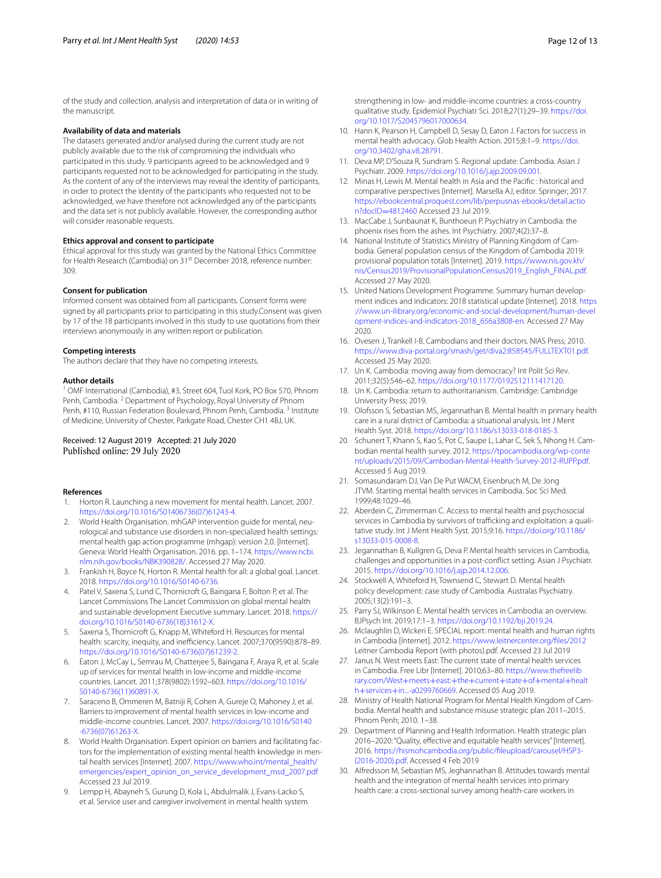of the study and collection, analysis and interpretation of data or in writing of the manuscript.

**Availability of data and materials**

The datasets generated and/or analysed during the current study are not publicly available due to the risk of compromising the individuals who participated in this study. 9 participants agreed to be acknowledged and 9 participants requested not to be acknowledged for participating in the study. As the content of any of the interviews may reveal the identity of participants, in order to protect the identity of the participants who requested not to be acknowledged, we have therefore not acknowledged any of the participants and the data set is not publicly available. However, the corresponding author will consider reasonable requests.

**Ethics approval and consent to participate**

Ethical approval for this study was granted by the National Ethics Committee for Health Research (Cambodia) on 31st December 2018, reference number: 309.

**Consent for publication**

Informed consent was obtained from all participants. Consent forms were signed by all participants prior to participating in this study.Consent was given by 17 of the 18 participants involved in this study to use quotations from their interviews anonymously in any written report or publication.

**Competing interests**

The authors declare that they have no competing interests.

**Author details**

[1] OMF International (Cambodia), #3, Street 604, Tuol Kork, PO Box 570, Phnom Penh, Cambodia. [2] Department of Psychology, Royal University of Phnom Penh, #110, Russian Federation Boulevard, Phnom Penh, Cambodia. [3] Institute of Medicine, University of Chester, Parkgate Road, Chester CH1 4BJ, UK.

Received: 12 August 2019 Accepted: 21 July 2020
Published online: 29 July 2020

## References

1. Horton R. Launching a new movement for mental health. Lancet. 2007. https://doi.org/10.1016/S01406736(07)61243-4.
2. World Health Organisation. mhGAP intervention guide for mental, neurological and substance use disorders in non-specialized health settings: mental health gap action programme (mhgap): version 2.0. [Internet]. Geneva: World Health Organisation. 2016. pp. 1–174. https://www.ncbi.nlm.nih.gov/books/NBK390828/. Accessed 27 May 2020.
3. Frankish H, Boyce N, Horton R. Mental health for all: a global goal. Lancet. 2018. https://doi.org/10.1016/S0140-6736.
4. Patel V, Saxena S, Lund C, Thornicroft G, Baingana F, Bolton P, et al. The Lancet Commissions The Lancet Commission on global mental health and sustainable development Executive summary. Lancet. 2018. https://doi.org/10.1016/S0140-6736(18)31612-X.
5. Saxena S, Thornicroft G, Knapp M, Whiteford H. Resources for mental health: scarcity, inequity, and inefficiency. Lancet. 2007;370(9590):878–89. https://doi.org/10.1016/S0140-6736(07)61239-2.
6. Eaton J, McCay L, Semrau M, Chatterjee S, Baingana F, Araya R, et al. Scale up of services for mental health in low-income and middle-income countries. Lancet. 2011;378(9802):1592–603. https://doi.org/10.1016/S0140-6736(11)60891-X.
7. Saraceno B, Ommeren M, Batniji R, Cohen A, Gureje O, Mahoney J, et al. Barriers to improvement of mental health services in low-income and middle-income countries. Lancet. 2007. https://doi.org/10.1016/S0140-6736(07)61263-X.
8. World Health Organisation. Expert opinion on barriers and facilitating factors for the implementation of existing mental health knowledge in mental health services [Internet]. 2007. https://www.who.int/mental_health/emergencies/expert_opinion_on_service_development_msd_2007.pdf Accessed 23 Jul 2019.
9. Lempp H, Abayneh S, Gurung D, Kola L, Abdulmalik J, Evans-Lacko S, et al. Service user and caregiver involvement in mental health system strengthening in low- and middle-income countries: a cross-country qualitative study. Epidemiol Psychiatr Sci. 2018;27(1):29–39. https://doi.org/10.1017/S2045796017000634.
10. Hann K, Pearson H, Campbell D, Sesay D, Eaton J. Factors for success in mental health advocacy. Glob Health Action. 2015;8:1–9. https://doi.org/10.3402/gha.v8.28791.
11. Deva MP, D'Souza R, Sundram S. Regional update: Cambodia. Asian J Psychiatr. 2009. https://doi.org/10.1016/j.ajp.2009.09.001.
12. Minas H, Lewis M. Mental health in Asia and the Pacific : historical and comparative perspectives [Internet]. Marsella AJ, editor. Springer; 2017. https://ebookcentral.proquest.com/lib/perpusnas-ebooks/detail.action?docID=4812460 Accessed 23 Jul 2019.
13. MacCabe J, Sunbaunat K, Bunthoeun P. Psychiatry in Cambodia: the phoenix rises from the ashes. Int Psychiatry. 2007;4(2):37–8.
14. National Institute of Statistics Ministry of Planning Kingdom of Cambodia. General population census of the Kingdom of Cambodia 2019: provisional population totals [Internet]. 2019. https://www.nis.gov.kh/nis/Census2019/ProvisionalPopulationCensus2019_English_FINAL.pdf. Accessed 27 May 2020.
15. United Nations Development Programme. Summary human development indices and indicators: 2018 statistical update [Internet]. 2018. https://www.un-ilibrary.org/economic-and-social-development/human-development-indices-and-indicators-2018_656a3808-en. Accessed 27 May 2020.
16. Ovesen J, Trankell I-B. Cambodians and their doctors. NIAS Press; 2010. https://www.diva-portal.org/smash/get/diva2:858545/FULLTEXT01.pdf. Accessed 25 May 2020.
17. Un K. Cambodia: moving away from democracy? Int Polit Sci Rev. 2011;32(5):546–62. https://doi.org/10.1177/0192512111417120.
18. Un K. Cambodia: return to authoritarianism. Cambridge: Cambridge University Press; 2019.
19. Olofsson S, Sebastian MS, Jegannathan B. Mental health in primary health care in a rural district of Cambodia: a situational analysis. Int J Ment Health Syst. 2018. https://doi.org/10.1186/s13033-018-0185-3.
20. Schunert T, Khann S, Kao S, Pot C, Saupe L, Lahar C, Sek S, Nhong H. Cambodian mental health survey. 2012. https://tpocambodia.org/wp-content/uploads/2015/09/Cambodian-Mental-Health-Survey-2012-RUPP.pdf. Accessed 5 Aug 2019.
21. Somasundaram DJ, Van De Put WACM, Eisenbruch M, De Jong JTVM. Starting mental health services in Cambodia. Soc Sci Med. 1999;48:1029–46.
22. Aberdein C, Zimmerman C. Access to mental health and psychosocial services in Cambodia by survivors of trafficking and exploitation: a qualitative study. Int J Ment Health Syst. 2015;9:16. https://doi.org/10.1186/s13033-015-0008-8.
23. Jegannathan B, Kullgren G, Deva P. Mental health services in Cambodia, challenges and opportunities in a post-conflict setting. Asian J Psychiatr. 2015. https://doi.org/10.1016/j.ajp.2014.12.006.
24. Stockwell A, Whiteford H, Townsend C, Stewart D. Mental health policy development: case study of Cambodia. Australas Psychiatry. 2005;13(2):191–3.
25. Parry SJ, Wilkinson E. Mental health services in Cambodia: an overview. BJPsych Int. 2019;17:1–3. https://doi.org/10.1192/bji.2019.24.
26. Mclaughlin D, Wickeri E. SPECIAL report: mental health and human rights in Cambodia [Internet]. 2012. https://www.leitnercenter.org/files/2012 Leitner Cambodia Report (with photos).pdf. Accessed 23 Jul 2019
27. Janus N. West meets East: The current state of mental health services in Cambodia. Free Libr [Internet]. 2010;63–80. https://www.thefreelibrary.com/West+meets+east:+the+current+state+of+mental+health+services+in...-a0299760669. Accessed 05 Aug 2019.
28. Ministry of Health National Program for Mental Health Kingdom of Cambodia. Mental health and substance misuse strategic plan 2011–2015. Phnom Penh; 2010. 1–38.
29. Department of Planning and Health Information. Health strategic plan 2016–2020: "Quality, effective and equitable health services" [Internet]. 2016. https://hismohcambodia.org/public/fileupload/carousel/HSP3-(2016-2020).pdf. Accessed 4 Feb 2019
30. Alfredsson M, Sebastian MS, Jeghannathan B. Attitudes towards mental health and the integration of mental health services into primary health care: a cross-sectional survey among health-care workers in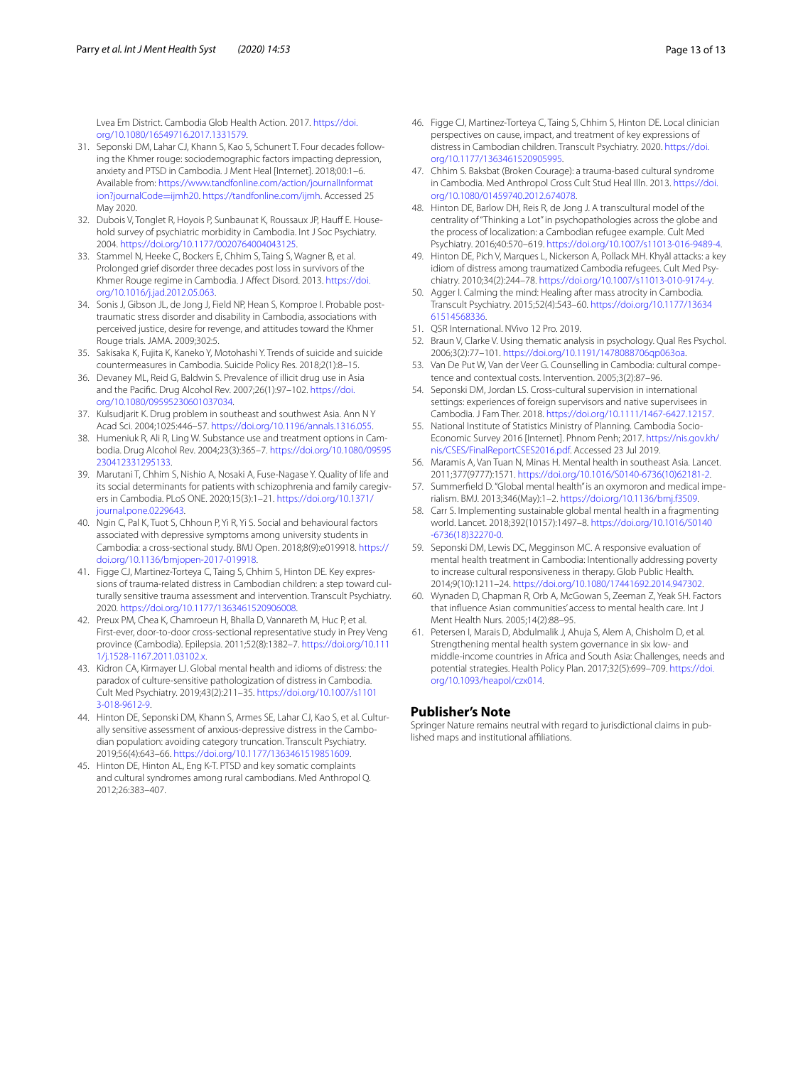Lvea Em District. Cambodia Glob Health Action. 2017. https://doi.org/10.1080/16549716.2017.1331579.

31. Seponski DM, Lahar CJ, Khann S, Kao S, Schunert T. Four decades following the Khmer rouge: sociodemographic factors impacting depression, anxiety and PTSD in Cambodia. J Ment Heal [Internet]. 2018;00:1–6. Available from: https://www.tandfonline.com/action/journalInformation?journalCode=ijmh20. https://tandfonline.com/ijmh. Accessed 25 May 2020.
32. Dubois V, Tonglet R, Hoyois P, Sunbaunat K, Roussaux JP, Hauff E. Household survey of psychiatric morbidity in Cambodia. Int J Soc Psychiatry. 2004. https://doi.org/10.1177/0020764004043125.
33. Stammel N, Heeke C, Bockers E, Chhim S, Taing S, Wagner B, et al. Prolonged grief disorder three decades post loss in survivors of the Khmer Rouge regime in Cambodia. J Affect Disord. 2013. https://doi.org/10.1016/j.jad.2012.05.063.
34. Sonis J, Gibson JL, de Jong J, Field NP, Hean S, Komproe I. Probable posttraumatic stress disorder and disability in Cambodia, associations with perceived justice, desire for revenge, and attitudes toward the Khmer Rouge trials. JAMA. 2009;302:5.
35. Sakisaka K, Fujita K, Kaneko Y, Motohashi Y. Trends of suicide and suicide countermeasures in Cambodia. Suicide Policy Res. 2018;2(1):8–15.
36. Devaney ML, Reid G, Baldwin S. Prevalence of illicit drug use in Asia and the Pacific. Drug Alcohol Rev. 2007;26(1):97–102. https://doi.org/10.1080/09595230601037034.
37. Kulsudjarit K. Drug problem in southeast and southwest Asia. Ann N Y Acad Sci. 2004;1025:446–57. https://doi.org/10.1196/annals.1316.055.
38. Humeniuk R, Ali R, Ling W. Substance use and treatment options in Cambodia. Drug Alcohol Rev. 2004;23(3):365–7. https://doi.org/10.1080/09595230412331295133.
39. Marutani T, Chhim S, Nishio A, Nosaki A, Fuse-Nagase Y. Quality of life and its social determinants for patients with schizophrenia and family caregivers in Cambodia. PLoS ONE. 2020;15(3):1–21. https://doi.org/10.1371/journal.pone.0229643.
40. Ngin C, Pal K, Tuot S, Chhoun P, Yi R, Yi S. Social and behavioural factors associated with depressive symptoms among university students in Cambodia: a cross-sectional study. BMJ Open. 2018;8(9):e019918. https://doi.org/10.1136/bmjopen-2017-019918.
41. Figge CJ, Martinez-Torteya C, Taing S, Chhim S, Hinton DE. Key expressions of trauma-related distress in Cambodian children: a step toward culturally sensitive trauma assessment and intervention. Transcult Psychiatry. 2020. https://doi.org/10.1177/1363461520906008.
42. Preux PM, Chea K, Chamroeun H, Bhalla D, Vannareth M, Huc P, et al. First-ever, door-to-door cross-sectional representative study in Prey Veng province (Cambodia). Epilepsia. 2011;52(8):1382–7. https://doi.org/10.1111/j.1528-1167.2011.03102.x.
43. Kidron CA, Kirmayer LJ. Global mental health and idioms of distress: the paradox of culture-sensitive pathologization of distress in Cambodia. Cult Med Psychiatry. 2019;43(2):211–35. https://doi.org/10.1007/s11013-018-9612-9.
44. Hinton DE, Seponski DM, Khann S, Armes SE, Lahar CJ, Kao S, et al. Culturally sensitive assessment of anxious-depressive distress in the Cambodian population: avoiding category truncation. Transcult Psychiatry. 2019;56(4):643–66. https://doi.org/10.1177/1363461519851609.
45. Hinton DE, Hinton AL, Eng K-T. PTSD and key somatic complaints and cultural syndromes among rural cambodians. Med Anthropol Q. 2012;26:383–407.
46. Figge CJ, Martinez-Torteya C, Taing S, Chhim S, Hinton DE. Local clinician perspectives on cause, impact, and treatment of key expressions of distress in Cambodian children. Transcult Psychiatry. 2020. https://doi.org/10.1177/1363461520905995.
47. Chhim S. Baksbat (Broken Courage): a trauma-based cultural syndrome in Cambodia. Med Anthropol Cross Cult Stud Heal Illn. 2013. https://doi.org/10.1080/01459740.2012.674078.
48. Hinton DE, Barlow DH, Reis R, de Jong J. A transcultural model of the centrality of "Thinking a Lot" in psychopathologies across the globe and the process of localization: a Cambodian refugee example. Cult Med Psychiatry. 2016;40:570–619. https://doi.org/10.1007/s11013-016-9489-4.
49. Hinton DE, Pich V, Marques L, Nickerson A, Pollack MH. Khyâl attacks: a key idiom of distress among traumatized Cambodia refugees. Cult Med Psychiatry. 2010;34(2):244–78. https://doi.org/10.1007/s11013-010-9174-y.
50. Agger I. Calming the mind: Healing after mass atrocity in Cambodia. Transcult Psychiatry. 2015;52(4):543–60. https://doi.org/10.1177/1363461514568336.
51. QSR International. NVivo 12 Pro. 2019.
52. Braun V, Clarke V. Using thematic analysis in psychology. Qual Res Psychol. 2006;3(2):77–101. https://doi.org/10.1191/1478088706qp063oa.
53. Van De Put W, Van der Veer G. Counselling in Cambodia: cultural competence and contextual costs. Intervention. 2005;3(2):87–96.
54. Seponski DM, Jordan LS. Cross-cultural supervision in international settings: experiences of foreign supervisors and native supervisees in Cambodia. J Fam Ther. 2018. https://doi.org/10.1111/1467-6427.12157.
55. National Institute of Statistics Ministry of Planning. Cambodia Socio-Economic Survey 2016 [Internet]. Phnom Penh; 2017. https://nis.gov.kh/nis/CSES/FinalReportCSES2016.pdf. Accessed 23 Jul 2019.
56. Maramis A, Van Tuan N, Minas H. Mental health in southeast Asia. Lancet. 2011;377(9777):1571. https://doi.org/10.1016/S0140-6736(10)62181-2.
57. Summerfield D. "Global mental health" is an oxymoron and medical imperialism. BMJ. 2013;346(May):1–2. https://doi.org/10.1136/bmj.f3509.
58. Carr S. Implementing sustainable global mental health in a fragmenting world. Lancet. 2018;392(10157):1497–8. https://doi.org/10.1016/S0140-6736(18)32270-0.
59. Seponski DM, Lewis DC, Megginson MC. A responsive evaluation of mental health treatment in Cambodia: Intentionally addressing poverty to increase cultural responsiveness in therapy. Glob Public Health. 2014;9(10):1211–24. https://doi.org/10.1080/17441692.2014.947302.
60. Wynaden D, Chapman R, Orb A, McGowan S, Zeeman Z, Yeak SH. Factors that influence Asian communities' access to mental health care. Int J Ment Health Nurs. 2005;14(2):88–95.
61. Petersen I, Marais D, Abdulmalik J, Ahuja S, Alem A, Chisholm D, et al. Strengthening mental health system governance in six low- and middle-income countries in Africa and South Asia: Challenges, needs and potential strategies. Health Policy Plan. 2017;32(5):699–709. https://doi.org/10.1093/heapol/czx014.

## Publisher's Note

Springer Nature remains neutral with regard to jurisdictional claims in published maps and institutional affiliations.